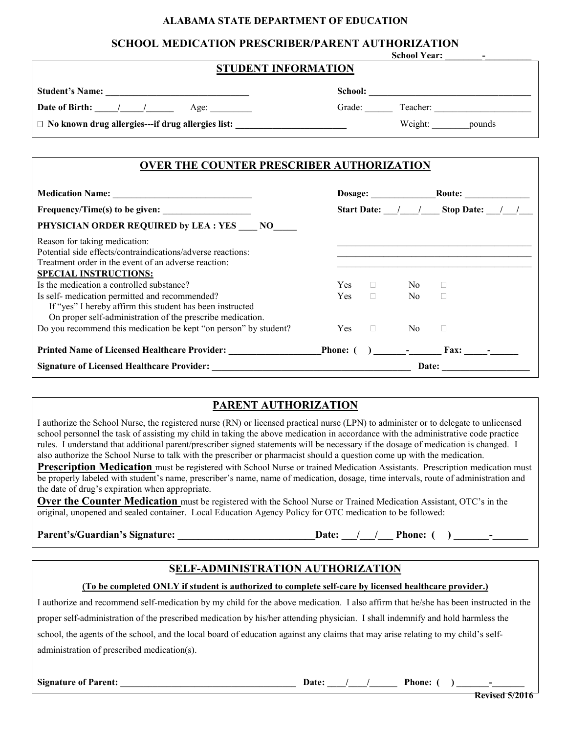**ALABAMA STATE DEPARTMENT OF EDUCATION**

**SCHOOL MEDICATION PRESCRIBER/PARENT AUTHORIZATION**

**School Year: ________-__________**

## STUDENT INFORMATION

**Student's Name: ________________________________** **School: ____________________________________**

**Date of Birth: _____/_____/______** Age: _________ Grade: ______ Teacher: ______________________

☐ **No known drug allergies---if drug allergies list: ________________________** Weight: ________pounds

## OVER THE COUNTER PRESCRIBER AUTHORIZATION

**Medication Name: ______________________________** **Dosage: ______________Route: ______________**

**Frequency/Time(s) to be given: ___________________** **Start Date: ___/___/____ Stop Date: ___/___/___**

**PHYSICIAN ORDER REQUIRED by LEA : YES ____ NO_____**

Reason for taking medication: ____________________________________________

Potential side effects/contraindications/adverse reactions: ____________________________________________

Treatment order in the event of an adverse reaction: ____________________________________________

**SPECIAL INSTRUCTIONS:**

Is the medication a controlled substance? Yes ☐ No ☐

Is self- medication permitted and recommended? Yes ☐ No ☐
 If "yes" I hereby affirm this student has been instructed
 On proper self-administration of the prescribe medication.

Do you recommend this medication be kept "on person" by student? Yes ☐ No ☐

**Printed Name of Licensed Healthcare Provider: ____________________Phone: ( ) _______-_______ Fax: _____-______**

**Signature of Licensed Healthcare Provider: ____________________________________________ Date: ___________________**

## PARENT AUTHORIZATION

I authorize the School Nurse, the registered nurse (RN) or licensed practical nurse (LPN) to administer or to delegate to unlicensed school personnel the task of assisting my child in taking the above medication in accordance with the administrative code practice rules. I understand that additional parent/prescriber signed statements will be necessary if the dosage of medication is changed. I also authorize the School Nurse to talk with the prescriber or pharmacist should a question come up with the medication.

**Prescription Medication** must be registered with School Nurse or trained Medication Assistants. Prescription medication must be properly labeled with student's name, prescriber's name, name of medication, dosage, time intervals, route of administration and the date of drug's expiration when appropriate.

**Over the Counter Medication** must be registered with the School Nurse or Trained Medication Assistant, OTC's in the original, unopened and sealed container. Local Education Agency Policy for OTC medication to be followed:

**Parent's/Guardian's Signature: ____________________________Date: ___/___/___ Phone: ( ) _______-_______**

## SELF-ADMINISTRATION AUTHORIZATION

**(To be completed ONLY if student is authorized to complete self-care by licensed healthcare provider.)**

I authorize and recommend self-medication by my child for the above medication. I also affirm that he/she has been instructed in the proper self-administration of the prescribed medication by his/her attending physician. I shall indemnify and hold harmless the school, the agents of the school, and the local board of education against any claims that may arise relating to my child's self-administration of prescribed medication(s).

**Signature of Parent: ______________________________________ Date: ____/____/______ Phone: ( ) _______-_______**

**Revised 5/2016**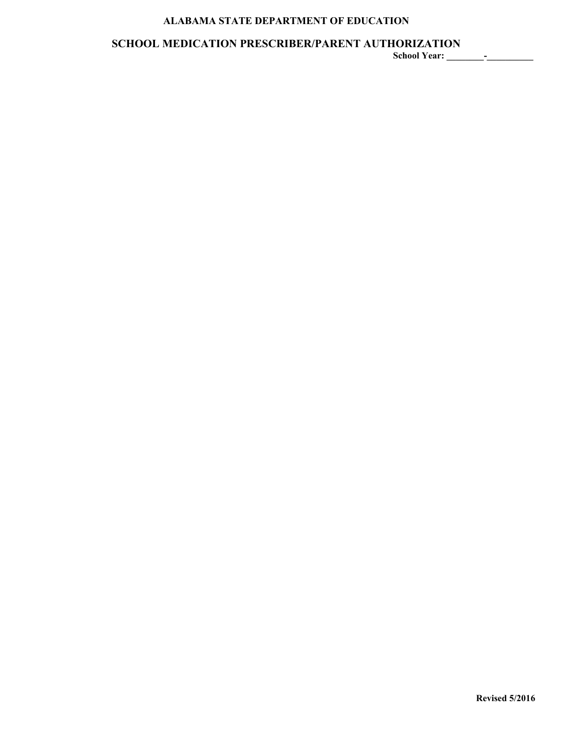**ALABAMA STATE DEPARTMENT OF EDUCATION**

## SCHOOL MEDICATION PRESCRIBER/PARENT AUTHORIZATION

**School Year: ________-__________**

**Revised 5/2016**